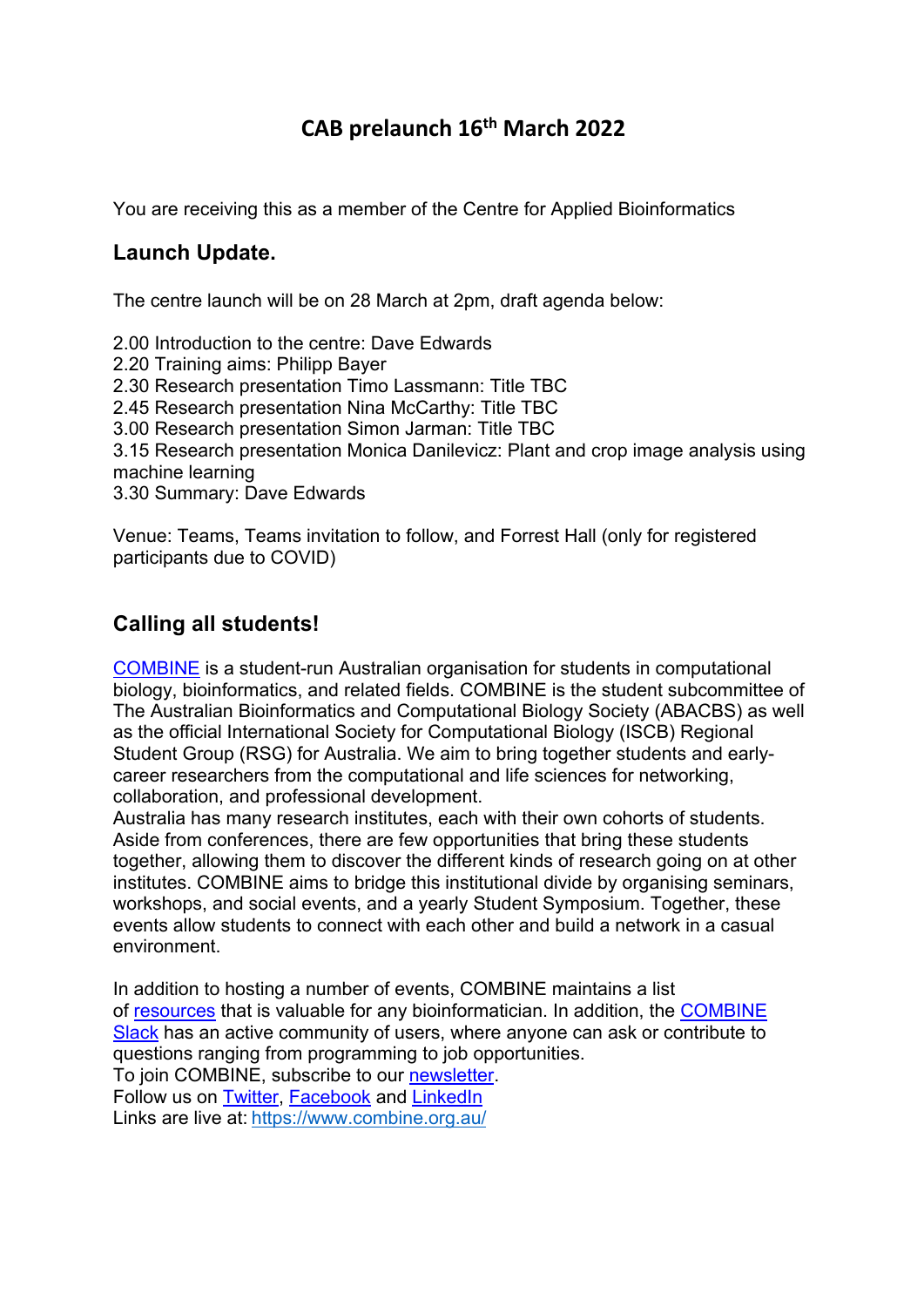# CAB prelaunch 16th March 2022

You are receiving this as a member of the Centre for Applied Bioinformatics

## Launch Update.

The centre launch will be on 28 March at 2pm, draft agenda below:

2.00 Introduction to the centre: Dave Edwards
2.20 Training aims: Philipp Bayer
2.30 Research presentation Timo Lassmann: Title TBC
2.45 Research presentation Nina McCarthy: Title TBC
3.00 Research presentation Simon Jarman: Title TBC
3.15 Research presentation Monica Danilevicz: Plant and crop image analysis using machine learning
3.30 Summary: Dave Edwards

Venue: Teams, Teams invitation to follow, and Forrest Hall (only for registered participants due to COVID)

## Calling all students!

COMBINE is a student-run Australian organisation for students in computational biology, bioinformatics, and related fields. COMBINE is the student subcommittee of The Australian Bioinformatics and Computational Biology Society (ABACBS) as well as the official International Society for Computational Biology (ISCB) Regional Student Group (RSG) for Australia. We aim to bring together students and early-career researchers from the computational and life sciences for networking, collaboration, and professional development.
Australia has many research institutes, each with their own cohorts of students. Aside from conferences, there are few opportunities that bring these students together, allowing them to discover the different kinds of research going on at other institutes. COMBINE aims to bridge this institutional divide by organising seminars, workshops, and social events, and a yearly Student Symposium. Together, these events allow students to connect with each other and build a network in a casual environment.

In addition to hosting a number of events, COMBINE maintains a list of resources that is valuable for any bioinformatician. In addition, the COMBINE Slack has an active community of users, where anyone can ask or contribute to questions ranging from programming to job opportunities.
To join COMBINE, subscribe to our newsletter.
Follow us on Twitter, Facebook and LinkedIn
Links are live at: https://www.combine.org.au/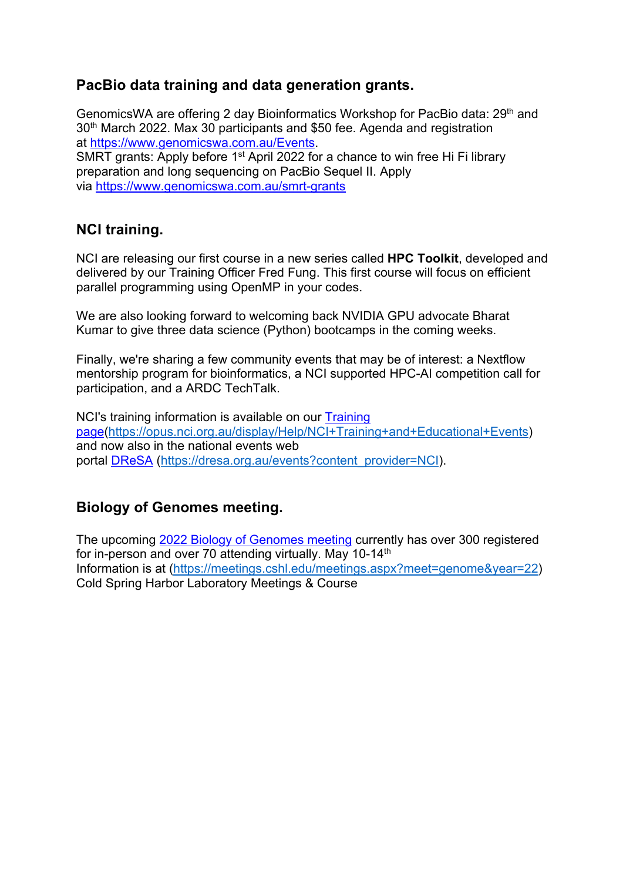## PacBio data training and data generation grants.

GenomicsWA are offering 2 day Bioinformatics Workshop for PacBio data: 29th and 30th March 2022. Max 30 participants and $50 fee. Agenda and registration at [https://www.genomicswa.com.au/Events](https://www.genomicswa.com.au/Events).
SMRT grants: Apply before 1st April 2022 for a chance to win free Hi Fi library preparation and long sequencing on PacBio Sequel II. Apply via [https://www.genomicswa.com.au/smrt-grants](https://www.genomicswa.com.au/smrt-grants)

## NCI training.

NCI are releasing our first course in a new series called **HPC Toolkit**, developed and delivered by our Training Officer Fred Fung. This first course will focus on efficient parallel programming using OpenMP in your codes.

We are also looking forward to welcoming back NVIDIA GPU advocate Bharat Kumar to give three data science (Python) bootcamps in the coming weeks.

Finally, we're sharing a few community events that may be of interest: a Nextflow mentorship program for bioinformatics, a NCI supported HPC-AI competition call for participation, and a ARDC TechTalk.

NCI's training information is available on our [Training page](https://opus.nci.org.au/display/Help/NCI+Training+and+Educational+Events)([https://opus.nci.org.au/display/Help/NCI+Training+and+Educational+Events](https://opus.nci.org.au/display/Help/NCI+Training+and+Educational+Events)) and now also in the national events web portal [DReSA](https://dresa.org.au/events?content_provider=NCI) ([https://dresa.org.au/events?content_provider=NCI](https://dresa.org.au/events?content_provider=NCI)).

## Biology of Genomes meeting.

The upcoming [2022 Biology of Genomes meeting](https://meetings.cshl.edu/meetings.aspx?meet=genome&year=22) currently has over 300 registered for in-person and over 70 attending virtually. May 10-14th
Information is at ([https://meetings.cshl.edu/meetings.aspx?meet=genome&year=22](https://meetings.cshl.edu/meetings.aspx?meet=genome&year=22))
Cold Spring Harbor Laboratory Meetings & Course